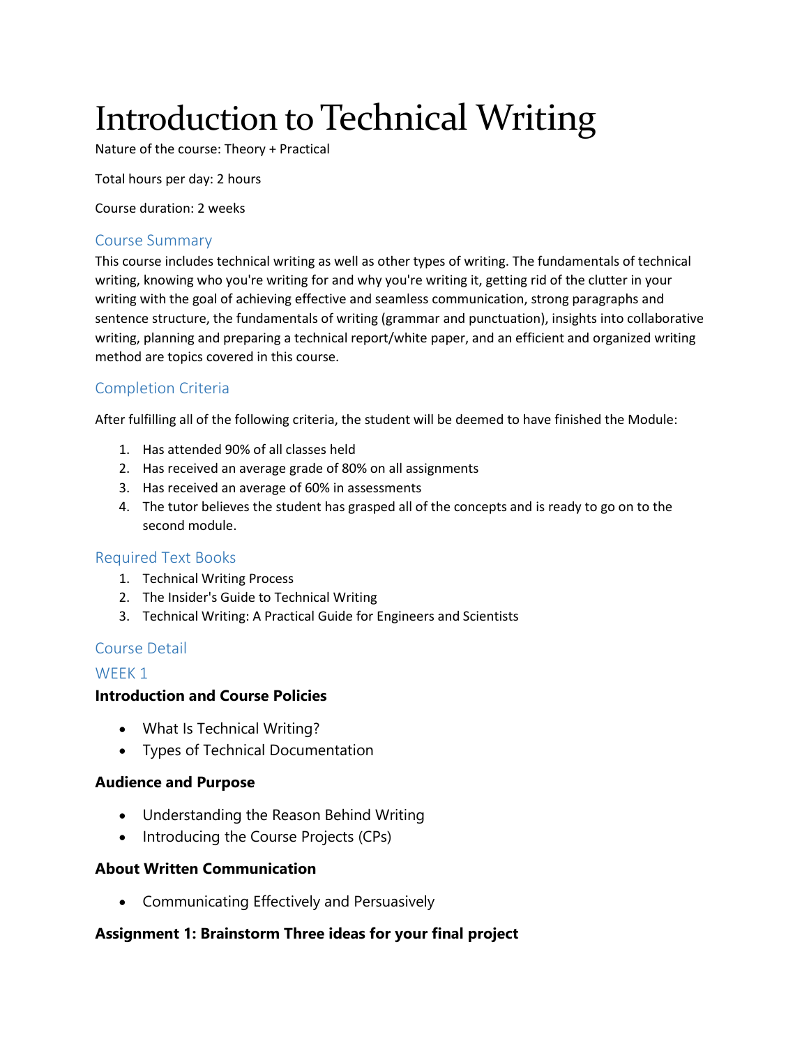# Introduction to Technical Writing

Nature of the course: Theory + Practical

Total hours per day: 2 hours

Course duration: 2 weeks

## Course Summary

This course includes technical writing as well as other types of writing. The fundamentals of technical writing, knowing who you're writing for and why you're writing it, getting rid of the clutter in your writing with the goal of achieving effective and seamless communication, strong paragraphs and sentence structure, the fundamentals of writing (grammar and punctuation), insights into collaborative writing, planning and preparing a technical report/white paper, and an efficient and organized writing method are topics covered in this course.

## Completion Criteria

After fulfilling all of the following criteria, the student will be deemed to have finished the Module:

1. Has attended 90% of all classes held
2. Has received an average grade of 80% on all assignments
3. Has received an average of 60% in assessments
4. The tutor believes the student has grasped all of the concepts and is ready to go on to the second module.

## Required Text Books

1. Technical Writing Process
2. The Insider's Guide to Technical Writing
3. Technical Writing: A Practical Guide for Engineers and Scientists

## Course Detail

### WEEK 1

**Introduction and Course Policies**

- What Is Technical Writing?
- Types of Technical Documentation

**Audience and Purpose**

- Understanding the Reason Behind Writing
- Introducing the Course Projects (CPs)

**About Written Communication**

- Communicating Effectively and Persuasively

**Assignment 1: Brainstorm Three ideas for your final project**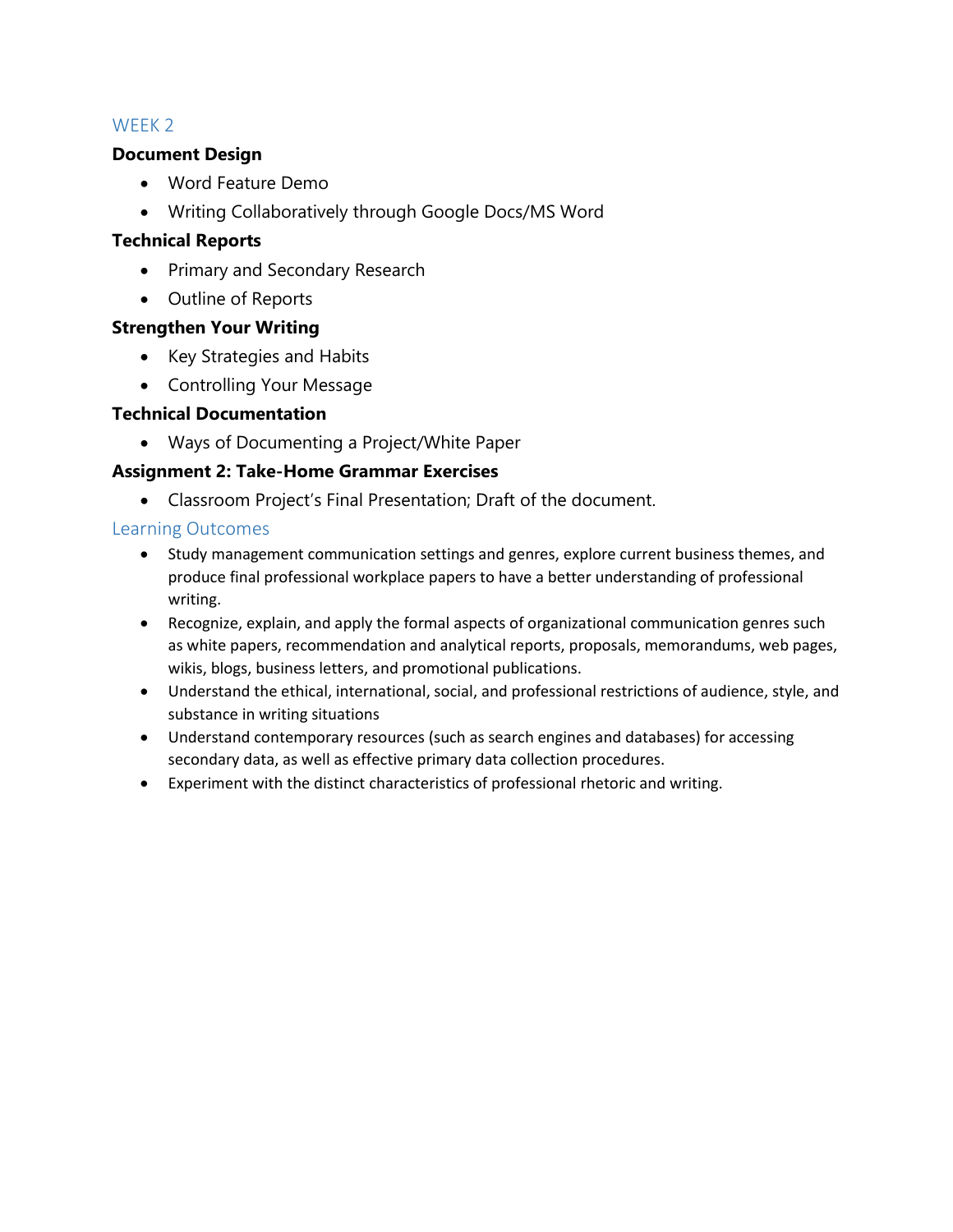## WEEK 2

**Document Design**

- Word Feature Demo
- Writing Collaboratively through Google Docs/MS Word

**Technical Reports**

- Primary and Secondary Research
- Outline of Reports

**Strengthen Your Writing**

- Key Strategies and Habits
- Controlling Your Message

**Technical Documentation**

- Ways of Documenting a Project/White Paper

**Assignment 2: Take-Home Grammar Exercises**

- Classroom Project's Final Presentation; Draft of the document.

## Learning Outcomes

- Study management communication settings and genres, explore current business themes, and produce final professional workplace papers to have a better understanding of professional writing.
- Recognize, explain, and apply the formal aspects of organizational communication genres such as white papers, recommendation and analytical reports, proposals, memorandums, web pages, wikis, blogs, business letters, and promotional publications.
- Understand the ethical, international, social, and professional restrictions of audience, style, and substance in writing situations
- Understand contemporary resources (such as search engines and databases) for accessing secondary data, as well as effective primary data collection procedures.
- Experiment with the distinct characteristics of professional rhetoric and writing.